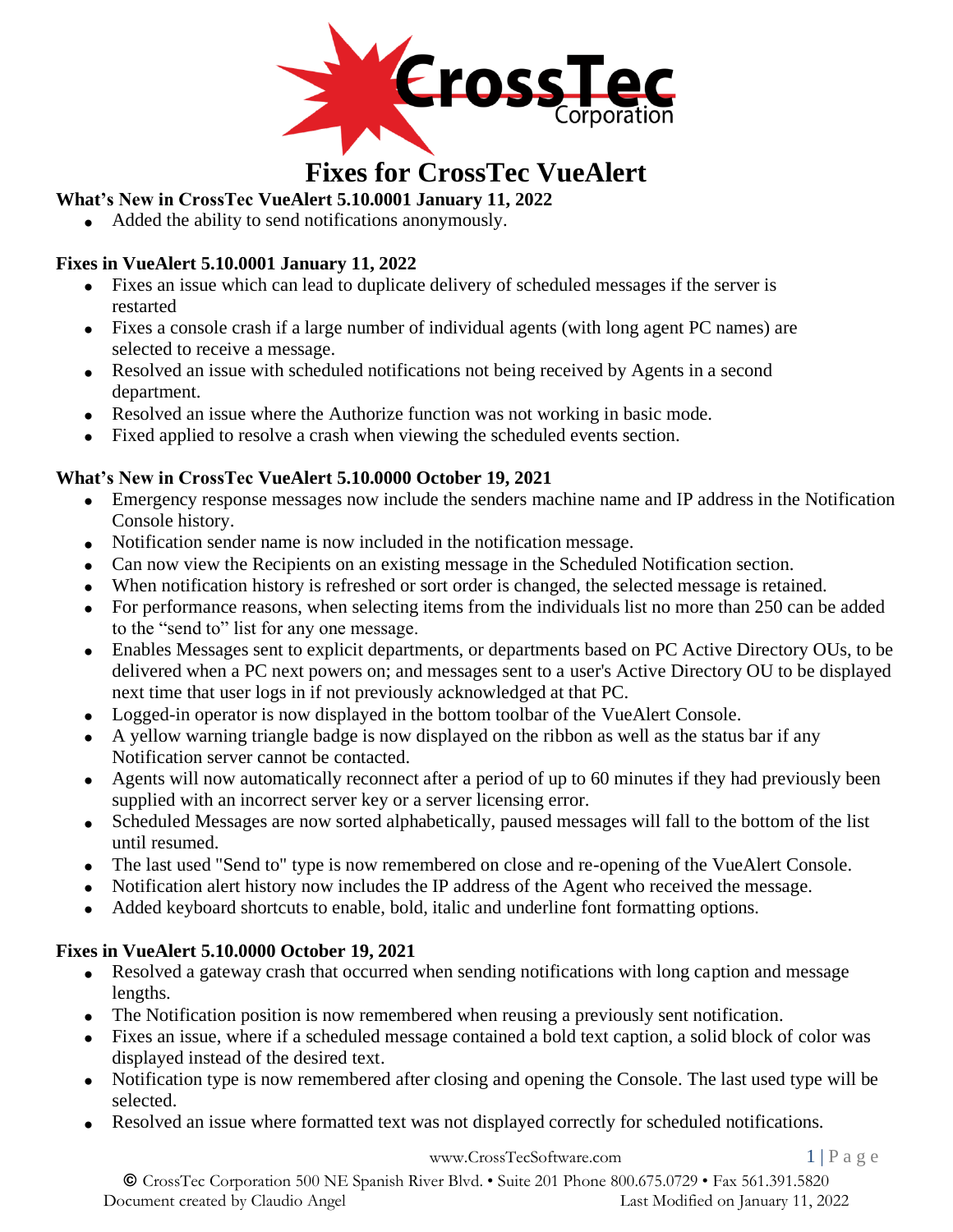# Fixes for CrossTec VueAlert

### What's New in CrossTec VueAlert 5.10.0001 January 11, 2022

- Added the ability to send notifications anonymously.

### Fixes in VueAlert 5.10.0001 January 11, 2022

- Fixes an issue which can lead to duplicate delivery of scheduled messages if the server is restarted
- Fixes a console crash if a large number of individual agents (with long agent PC names) are selected to receive a message.
- Resolved an issue with scheduled notifications not being received by Agents in a second department.
- Resolved an issue where the Authorize function was not working in basic mode.
- Fixed applied to resolve a crash when viewing the scheduled events section.

### What's New in CrossTec VueAlert 5.10.0000 October 19, 2021

- Emergency response messages now include the senders machine name and IP address in the Notification Console history.
- Notification sender name is now included in the notification message.
- Can now view the Recipients on an existing message in the Scheduled Notification section.
- When notification history is refreshed or sort order is changed, the selected message is retained.
- For performance reasons, when selecting items from the individuals list no more than 250 can be added to the "send to" list for any one message.
- Enables Messages sent to explicit departments, or departments based on PC Active Directory OUs, to be delivered when a PC next powers on; and messages sent to a user's Active Directory OU to be displayed next time that user logs in if not previously acknowledged at that PC.
- Logged-in operator is now displayed in the bottom toolbar of the VueAlert Console.
- A yellow warning triangle badge is now displayed on the ribbon as well as the status bar if any Notification server cannot be contacted.
- Agents will now automatically reconnect after a period of up to 60 minutes if they had previously been supplied with an incorrect server key or a server licensing error.
- Scheduled Messages are now sorted alphabetically, paused messages will fall to the bottom of the list until resumed.
- The last used "Send to" type is now remembered on close and re-opening of the VueAlert Console.
- Notification alert history now includes the IP address of the Agent who received the message.
- Added keyboard shortcuts to enable, bold, italic and underline font formatting options.

### Fixes in VueAlert 5.10.0000 October 19, 2021

- Resolved a gateway crash that occurred when sending notifications with long caption and message lengths.
- The Notification position is now remembered when reusing a previously sent notification.
- Fixes an issue, where if a scheduled message contained a bold text caption, a solid block of color was displayed instead of the desired text.
- Notification type is now remembered after closing and opening the Console. The last used type will be selected.
- Resolved an issue where formatted text was not displayed correctly for scheduled notifications.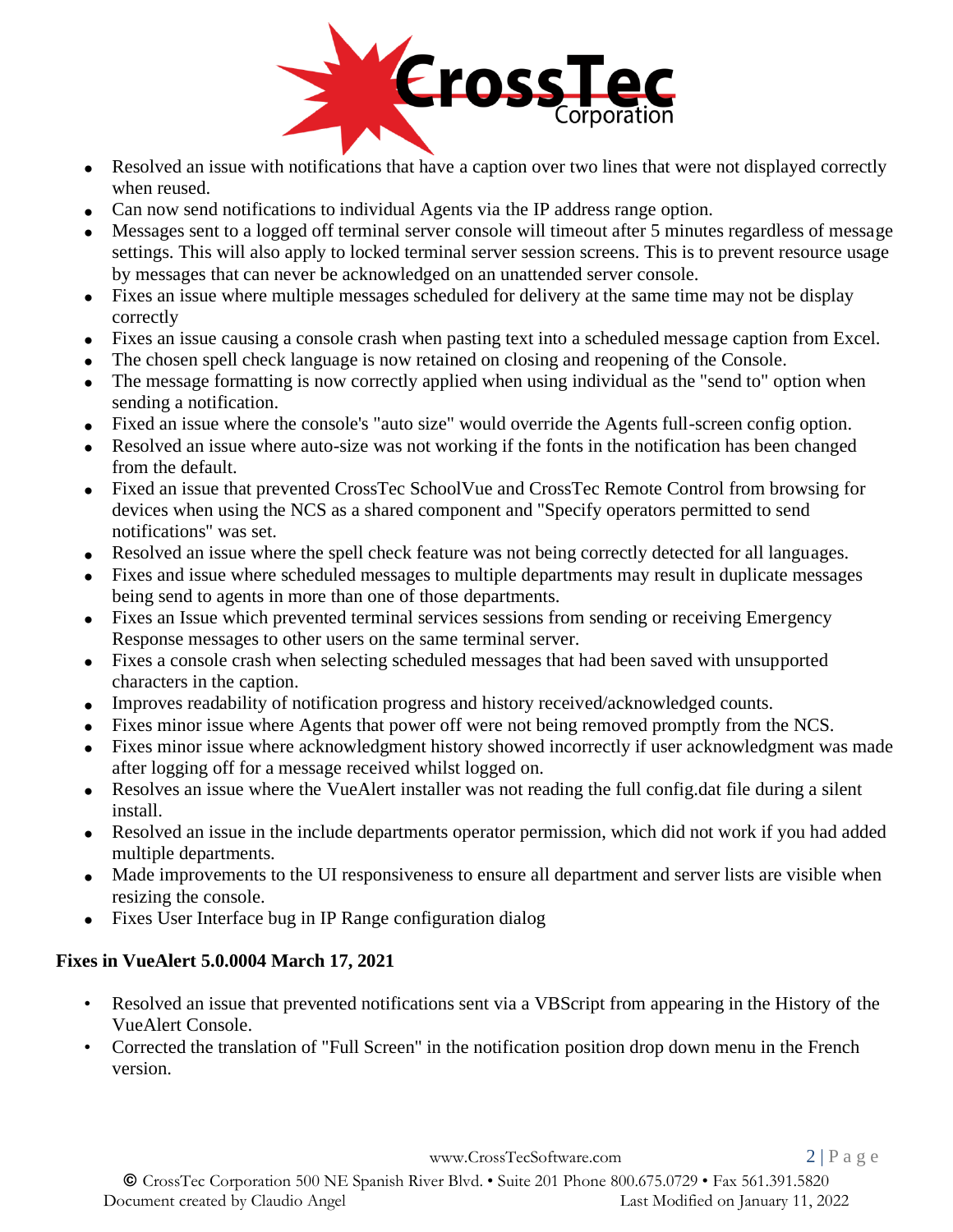- Resolved an issue with notifications that have a caption over two lines that were not displayed correctly when reused.
- Can now send notifications to individual Agents via the IP address range option.
- Messages sent to a logged off terminal server console will timeout after 5 minutes regardless of message settings. This will also apply to locked terminal server session screens. This is to prevent resource usage by messages that can never be acknowledged on an unattended server console.
- Fixes an issue where multiple messages scheduled for delivery at the same time may not be display correctly
- Fixes an issue causing a console crash when pasting text into a scheduled message caption from Excel.
- The chosen spell check language is now retained on closing and reopening of the Console.
- The message formatting is now correctly applied when using individual as the "send to" option when sending a notification.
- Fixed an issue where the console's "auto size" would override the Agents full-screen config option.
- Resolved an issue where auto-size was not working if the fonts in the notification has been changed from the default.
- Fixed an issue that prevented CrossTec SchoolVue and CrossTec Remote Control from browsing for devices when using the NCS as a shared component and "Specify operators permitted to send notifications" was set.
- Resolved an issue where the spell check feature was not being correctly detected for all languages.
- Fixes and issue where scheduled messages to multiple departments may result in duplicate messages being send to agents in more than one of those departments.
- Fixes an Issue which prevented terminal services sessions from sending or receiving Emergency Response messages to other users on the same terminal server.
- Fixes a console crash when selecting scheduled messages that had been saved with unsupported characters in the caption.
- Improves readability of notification progress and history received/acknowledged counts.
- Fixes minor issue where Agents that power off were not being removed promptly from the NCS.
- Fixes minor issue where acknowledgment history showed incorrectly if user acknowledgment was made after logging off for a message received whilst logged on.
- Resolves an issue where the VueAlert installer was not reading the full config.dat file during a silent install.
- Resolved an issue in the include departments operator permission, which did not work if you had added multiple departments.
- Made improvements to the UI responsiveness to ensure all department and server lists are visible when resizing the console.
- Fixes User Interface bug in IP Range configuration dialog

**Fixes in VueAlert 5.0.0004 March 17, 2021**

- Resolved an issue that prevented notifications sent via a VBScript from appearing in the History of the VueAlert Console.
- Corrected the translation of "Full Screen" in the notification position drop down menu in the French version.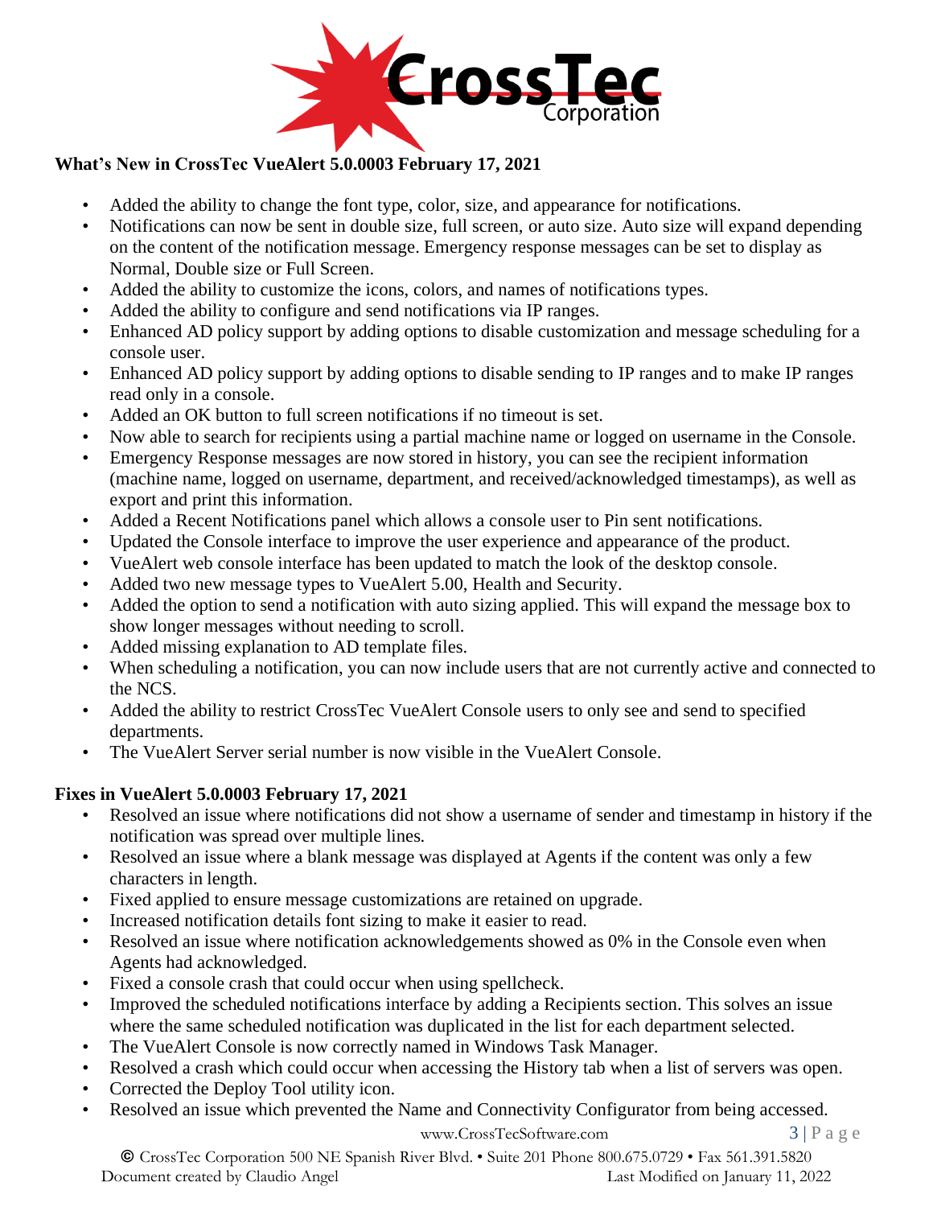## What's New in CrossTec VueAlert 5.0.0003 February 17, 2021

- Added the ability to change the font type, color, size, and appearance for notifications.
- Notifications can now be sent in double size, full screen, or auto size. Auto size will expand depending on the content of the notification message. Emergency response messages can be set to display as Normal, Double size or Full Screen.
- Added the ability to customize the icons, colors, and names of notifications types.
- Added the ability to configure and send notifications via IP ranges.
- Enhanced AD policy support by adding options to disable customization and message scheduling for a console user.
- Enhanced AD policy support by adding options to disable sending to IP ranges and to make IP ranges read only in a console.
- Added an OK button to full screen notifications if no timeout is set.
- Now able to search for recipients using a partial machine name or logged on username in the Console.
- Emergency Response messages are now stored in history, you can see the recipient information (machine name, logged on username, department, and received/acknowledged timestamps), as well as export and print this information.
- Added a Recent Notifications panel which allows a console user to Pin sent notifications.
- Updated the Console interface to improve the user experience and appearance of the product.
- VueAlert web console interface has been updated to match the look of the desktop console.
- Added two new message types to VueAlert 5.00, Health and Security.
- Added the option to send a notification with auto sizing applied. This will expand the message box to show longer messages without needing to scroll.
- Added missing explanation to AD template files.
- When scheduling a notification, you can now include users that are not currently active and connected to the NCS.
- Added the ability to restrict CrossTec VueAlert Console users to only see and send to specified departments.
- The VueAlert Server serial number is now visible in the VueAlert Console.

## Fixes in VueAlert 5.0.0003 February 17, 2021

- Resolved an issue where notifications did not show a username of sender and timestamp in history if the notification was spread over multiple lines.
- Resolved an issue where a blank message was displayed at Agents if the content was only a few characters in length.
- Fixed applied to ensure message customizations are retained on upgrade.
- Increased notification details font sizing to make it easier to read.
- Resolved an issue where notification acknowledgements showed as 0% in the Console even when Agents had acknowledged.
- Fixed a console crash that could occur when using spellcheck.
- Improved the scheduled notifications interface by adding a Recipients section. This solves an issue where the same scheduled notification was duplicated in the list for each department selected.
- The VueAlert Console is now correctly named in Windows Task Manager.
- Resolved a crash which could occur when accessing the History tab when a list of servers was open.
- Corrected the Deploy Tool utility icon.
- Resolved an issue which prevented the Name and Connectivity Configurator from being accessed.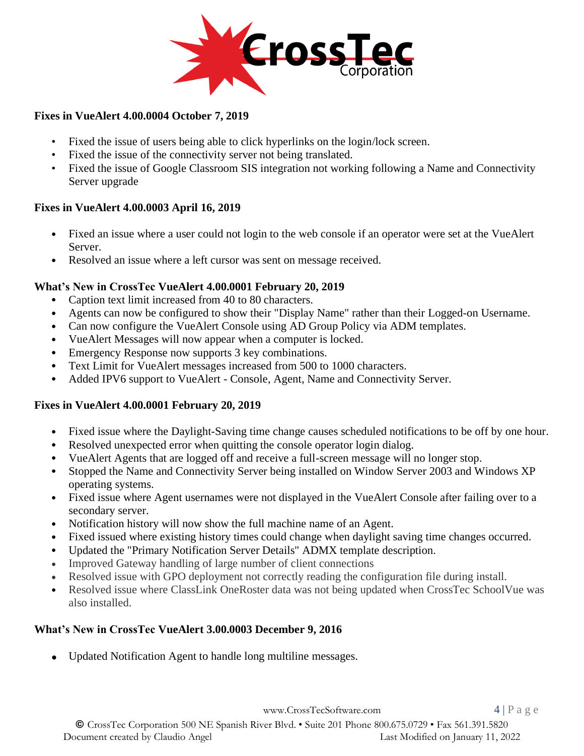### Fixes in VueAlert 4.00.0004 October 7, 2019

- Fixed the issue of users being able to click hyperlinks on the login/lock screen.
- Fixed the issue of the connectivity server not being translated.
- Fixed the issue of Google Classroom SIS integration not working following a Name and Connectivity Server upgrade

### Fixes in VueAlert 4.00.0003 April 16, 2019

- Fixed an issue where a user could not login to the web console if an operator were set at the VueAlert Server.
- Resolved an issue where a left cursor was sent on message received.

### What's New in CrossTec VueAlert 4.00.0001 February 20, 2019

- Caption text limit increased from 40 to 80 characters.
- Agents can now be configured to show their "Display Name" rather than their Logged-on Username.
- Can now configure the VueAlert Console using AD Group Policy via ADM templates.
- VueAlert Messages will now appear when a computer is locked.
- Emergency Response now supports 3 key combinations.
- Text Limit for VueAlert messages increased from 500 to 1000 characters.
- Added IPV6 support to VueAlert - Console, Agent, Name and Connectivity Server.

### Fixes in VueAlert 4.00.0001 February 20, 2019

- Fixed issue where the Daylight-Saving time change causes scheduled notifications to be off by one hour.
- Resolved unexpected error when quitting the console operator login dialog.
- VueAlert Agents that are logged off and receive a full-screen message will no longer stop.
- Stopped the Name and Connectivity Server being installed on Window Server 2003 and Windows XP operating systems.
- Fixed issue where Agent usernames were not displayed in the VueAlert Console after failing over to a secondary server.
- Notification history will now show the full machine name of an Agent.
- Fixed issued where existing history times could change when daylight saving time changes occurred.
- Updated the "Primary Notification Server Details" ADMX template description.
- Improved Gateway handling of large number of client connections
- Resolved issue with GPO deployment not correctly reading the configuration file during install.
- Resolved issue where ClassLink OneRoster data was not being updated when CrossTec SchoolVue was also installed.

### What's New in CrossTec VueAlert 3.00.0003 December 9, 2016

- Updated Notification Agent to handle long multiline messages.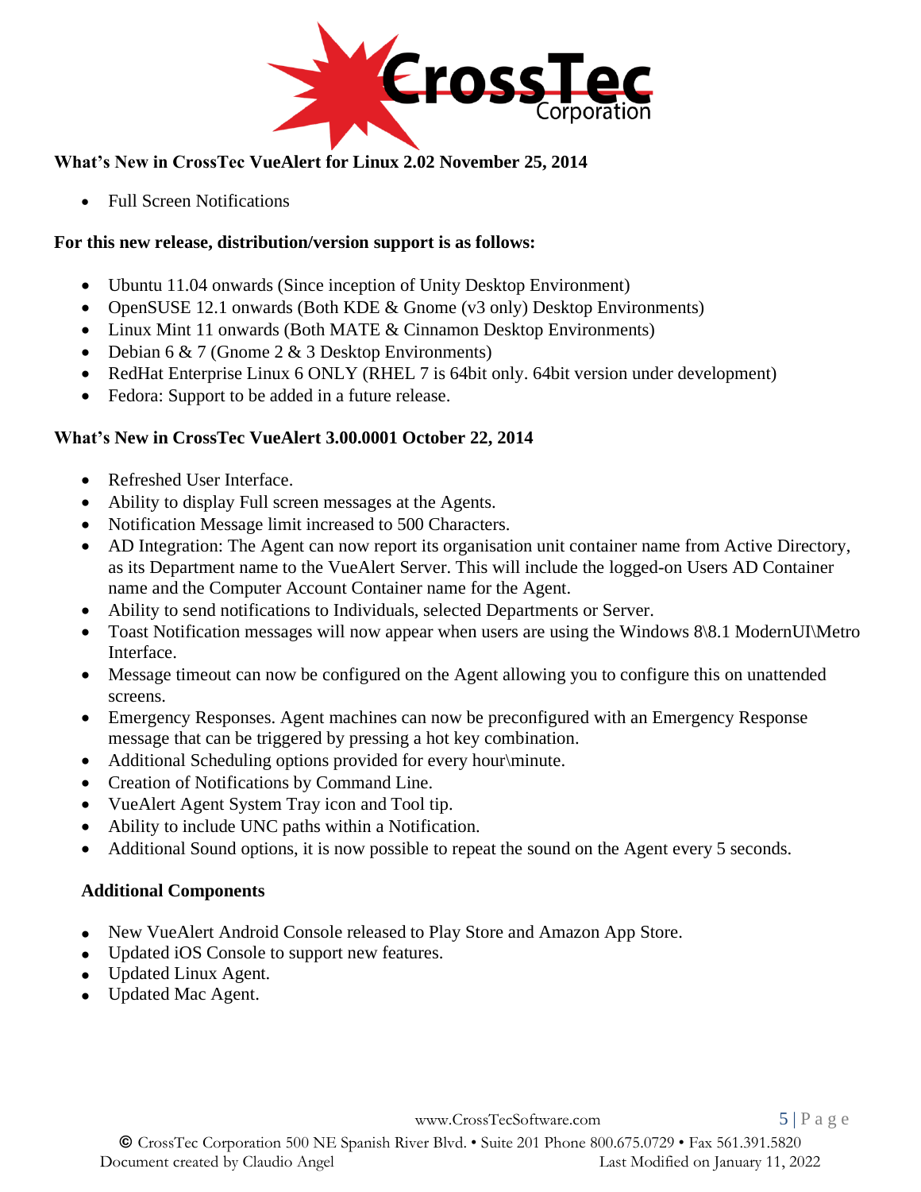**What's New in CrossTec VueAlert for Linux 2.02 November 25, 2014**

- Full Screen Notifications

**For this new release, distribution/version support is as follows:**

- Ubuntu 11.04 onwards (Since inception of Unity Desktop Environment)
- OpenSUSE 12.1 onwards (Both KDE & Gnome (v3 only) Desktop Environments)
- Linux Mint 11 onwards (Both MATE & Cinnamon Desktop Environments)
- Debian 6 & 7 (Gnome 2 & 3 Desktop Environments)
- RedHat Enterprise Linux 6 ONLY (RHEL 7 is 64bit only. 64bit version under development)
- Fedora: Support to be added in a future release.

**What's New in CrossTec VueAlert 3.00.0001 October 22, 2014**

- Refreshed User Interface.
- Ability to display Full screen messages at the Agents.
- Notification Message limit increased to 500 Characters.
- AD Integration: The Agent can now report its organisation unit container name from Active Directory, as its Department name to the VueAlert Server. This will include the logged-on Users AD Container name and the Computer Account Container name for the Agent.
- Ability to send notifications to Individuals, selected Departments or Server.
- Toast Notification messages will now appear when users are using the Windows 8\8.1 ModernUI\Metro Interface.
- Message timeout can now be configured on the Agent allowing you to configure this on unattended screens.
- Emergency Responses. Agent machines can now be preconfigured with an Emergency Response message that can be triggered by pressing a hot key combination.
- Additional Scheduling options provided for every hour\minute.
- Creation of Notifications by Command Line.
- VueAlert Agent System Tray icon and Tool tip.
- Ability to include UNC paths within a Notification.
- Additional Sound options, it is now possible to repeat the sound on the Agent every 5 seconds.

**Additional Components**

- New VueAlert Android Console released to Play Store and Amazon App Store.
- Updated iOS Console to support new features.
- Updated Linux Agent.
- Updated Mac Agent.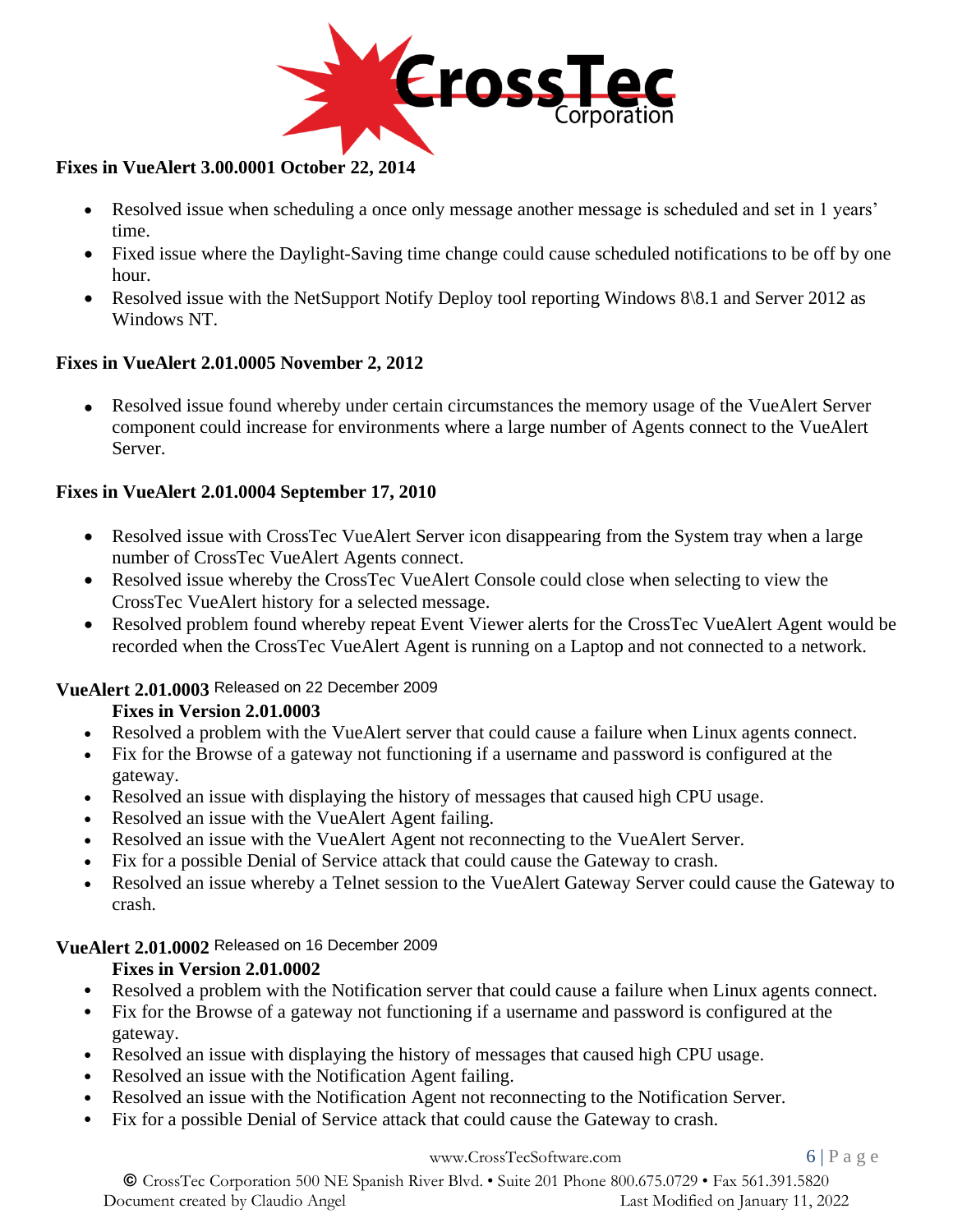**Fixes in VueAlert 3.00.0001 October 22, 2014**

- Resolved issue when scheduling a once only message another message is scheduled and set in 1 years' time.
- Fixed issue where the Daylight-Saving time change could cause scheduled notifications to be off by one hour.
- Resolved issue with the NetSupport Notify Deploy tool reporting Windows 8\8.1 and Server 2012 as Windows NT.

**Fixes in VueAlert 2.01.0005 November 2, 2012**

- Resolved issue found whereby under certain circumstances the memory usage of the VueAlert Server component could increase for environments where a large number of Agents connect to the VueAlert Server.

**Fixes in VueAlert 2.01.0004 September 17, 2010**

- Resolved issue with CrossTec VueAlert Server icon disappearing from the System tray when a large number of CrossTec VueAlert Agents connect.
- Resolved issue whereby the CrossTec VueAlert Console could close when selecting to view the CrossTec VueAlert history for a selected message.
- Resolved problem found whereby repeat Event Viewer alerts for the CrossTec VueAlert Agent would be recorded when the CrossTec VueAlert Agent is running on a Laptop and not connected to a network.

**VueAlert 2.01.0003** Released on 22 December 2009

**Fixes in Version 2.01.0003**

- Resolved a problem with the VueAlert server that could cause a failure when Linux agents connect.
- Fix for the Browse of a gateway not functioning if a username and password is configured at the gateway.
- Resolved an issue with displaying the history of messages that caused high CPU usage.
- Resolved an issue with the VueAlert Agent failing.
- Resolved an issue with the VueAlert Agent not reconnecting to the VueAlert Server.
- Fix for a possible Denial of Service attack that could cause the Gateway to crash.
- Resolved an issue whereby a Telnet session to the VueAlert Gateway Server could cause the Gateway to crash.

**VueAlert 2.01.0002** Released on 16 December 2009

**Fixes in Version 2.01.0002**

- Resolved a problem with the Notification server that could cause a failure when Linux agents connect.
- Fix for the Browse of a gateway not functioning if a username and password is configured at the gateway.
- Resolved an issue with displaying the history of messages that caused high CPU usage.
- Resolved an issue with the Notification Agent failing.
- Resolved an issue with the Notification Agent not reconnecting to the Notification Server.
- Fix for a possible Denial of Service attack that could cause the Gateway to crash.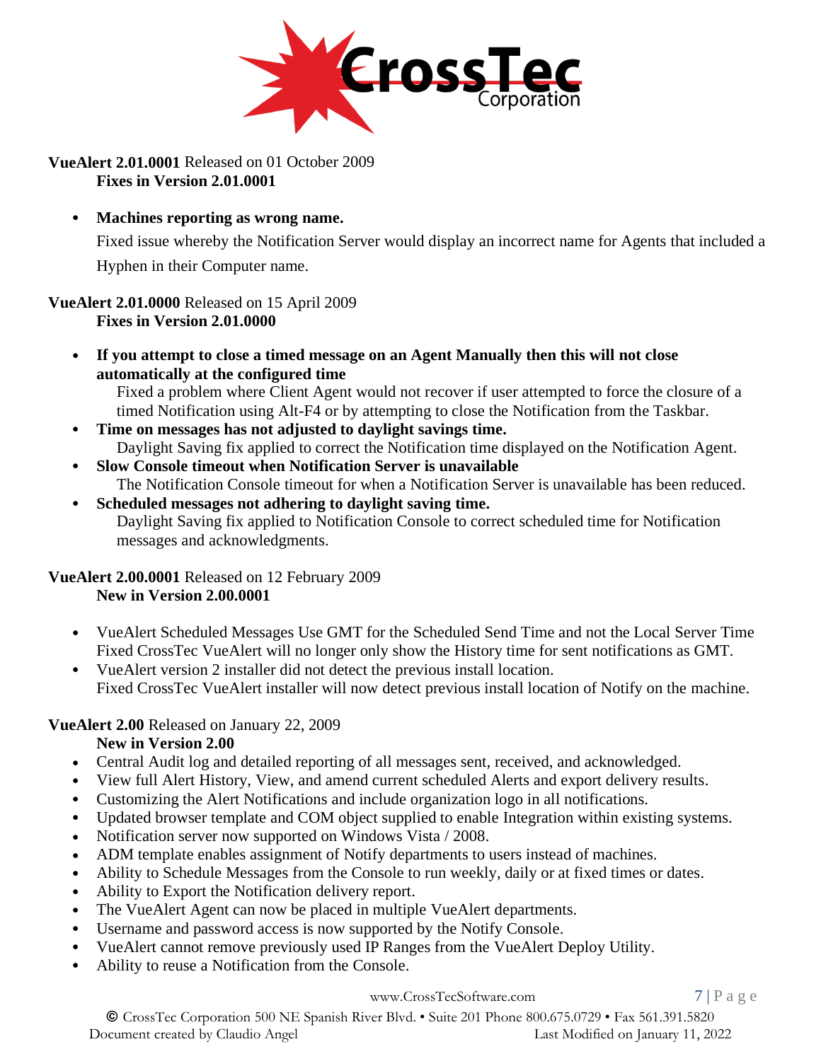**VueAlert 2.01.0001** Released on 01 October 2009

**Fixes in Version 2.01.0001**

- **Machines reporting as wrong name.**

  Fixed issue whereby the Notification Server would display an incorrect name for Agents that included a Hyphen in their Computer name.

**VueAlert 2.01.0000** Released on 15 April 2009

**Fixes in Version 2.01.0000**

- **If you attempt to close a timed message on an Agent Manually then this will not close automatically at the configured time**

  Fixed a problem where Client Agent would not recover if user attempted to force the closure of a timed Notification using Alt-F4 or by attempting to close the Notification from the Taskbar.
- **Time on messages has not adjusted to daylight savings time.**

  Daylight Saving fix applied to correct the Notification time displayed on the Notification Agent.
- **Slow Console timeout when Notification Server is unavailable**

  The Notification Console timeout for when a Notification Server is unavailable has been reduced.
- **Scheduled messages not adhering to daylight saving time.**

  Daylight Saving fix applied to Notification Console to correct scheduled time for Notification messages and acknowledgments.

**VueAlert 2.00.0001** Released on 12 February 2009

**New in Version 2.00.0001**

- VueAlert Scheduled Messages Use GMT for the Scheduled Send Time and not the Local Server Time
  Fixed CrossTec VueAlert will no longer only show the History time for sent notifications as GMT.
- VueAlert version 2 installer did not detect the previous install location.
  Fixed CrossTec VueAlert installer will now detect previous install location of Notify on the machine.

**VueAlert 2.00** Released on January 22, 2009

**New in Version 2.00**

- Central Audit log and detailed reporting of all messages sent, received, and acknowledged.
- View full Alert History, View, and amend current scheduled Alerts and export delivery results.
- Customizing the Alert Notifications and include organization logo in all notifications.
- Updated browser template and COM object supplied to enable Integration within existing systems.
- Notification server now supported on Windows Vista / 2008.
- ADM template enables assignment of Notify departments to users instead of machines.
- Ability to Schedule Messages from the Console to run weekly, daily or at fixed times or dates.
- Ability to Export the Notification delivery report.
- The VueAlert Agent can now be placed in multiple VueAlert departments.
- Username and password access is now supported by the Notify Console.
- VueAlert cannot remove previously used IP Ranges from the VueAlert Deploy Utility.
- Ability to reuse a Notification from the Console.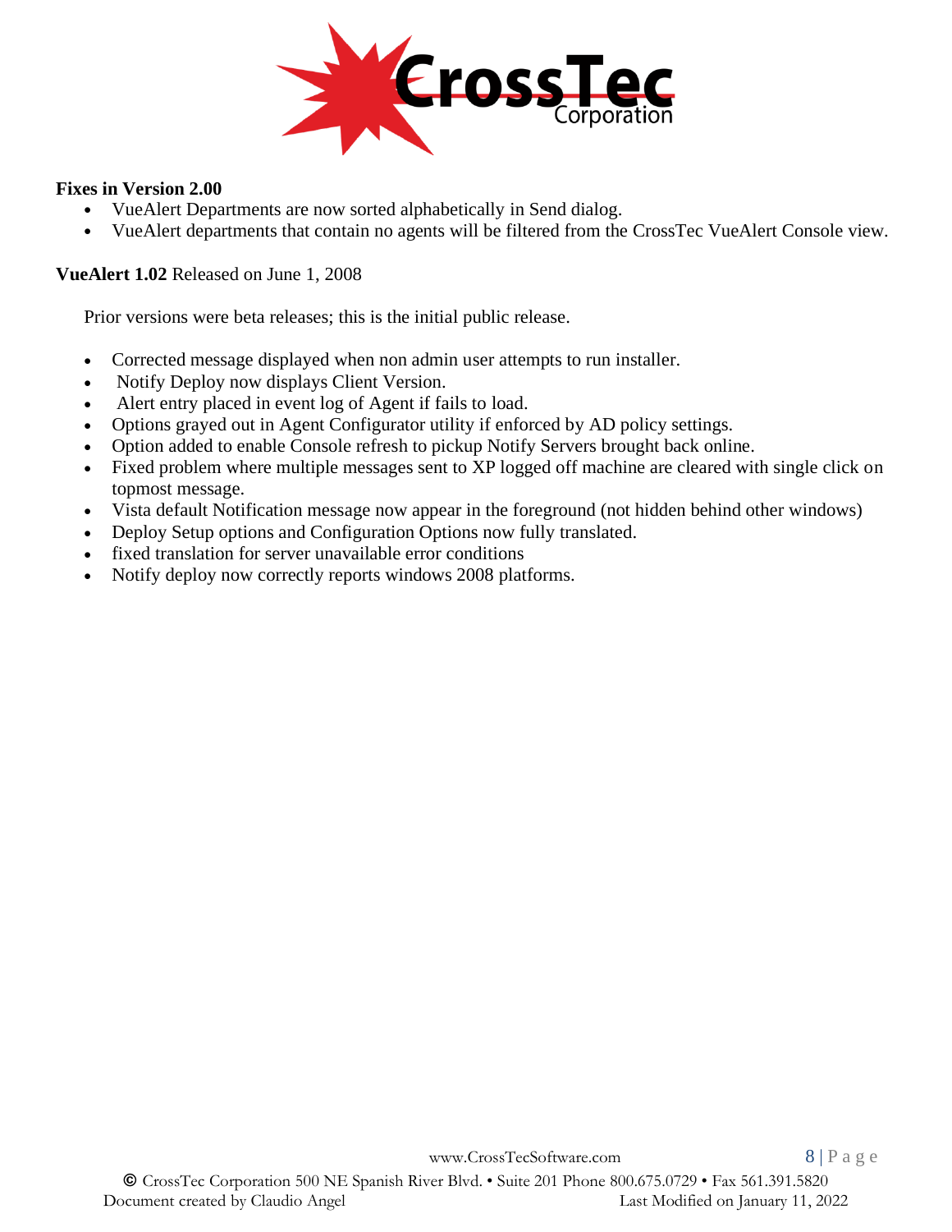**Fixes in Version 2.00**

- VueAlert Departments are now sorted alphabetically in Send dialog.
- VueAlert departments that contain no agents will be filtered from the CrossTec VueAlert Console view.

**VueAlert 1.02** Released on June 1, 2008

Prior versions were beta releases; this is the initial public release.

- Corrected message displayed when non admin user attempts to run installer.
- Notify Deploy now displays Client Version.
- Alert entry placed in event log of Agent if fails to load.
- Options grayed out in Agent Configurator utility if enforced by AD policy settings.
- Option added to enable Console refresh to pickup Notify Servers brought back online.
- Fixed problem where multiple messages sent to XP logged off machine are cleared with single click on topmost message.
- Vista default Notification message now appear in the foreground (not hidden behind other windows)
- Deploy Setup options and Configuration Options now fully translated.
- fixed translation for server unavailable error conditions
- Notify deploy now correctly reports windows 2008 platforms.